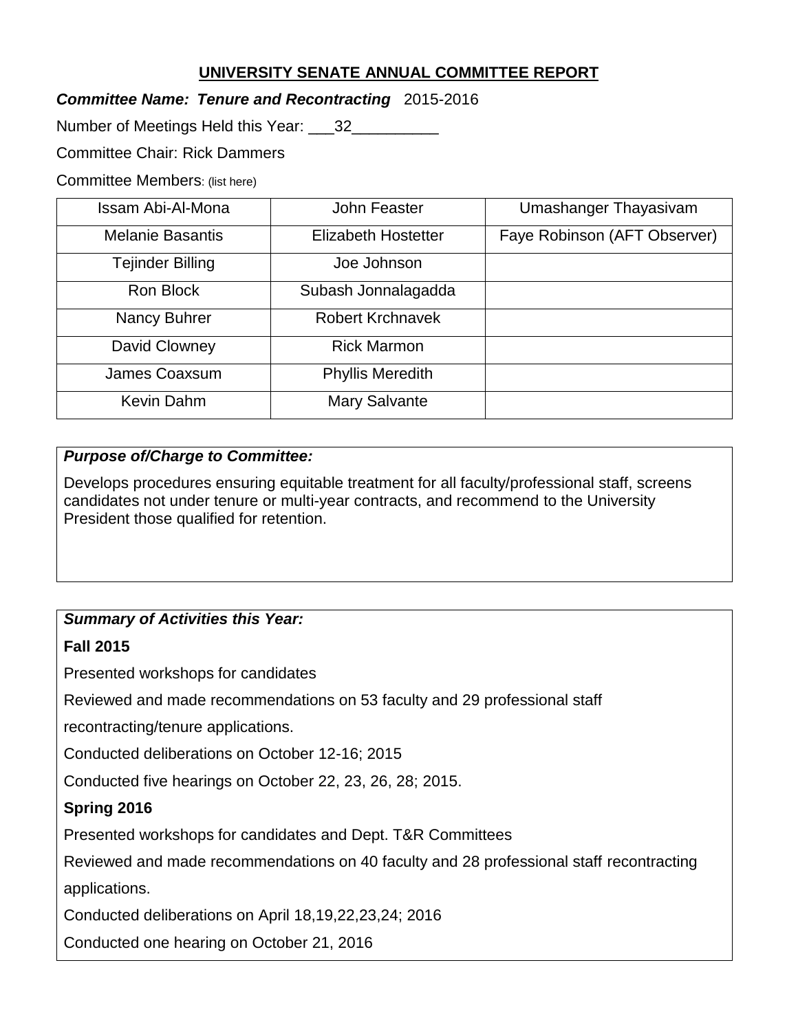# UNIVERSITY SENATE ANNUAL COMMITTEE REPORT

***Committee Name: Tenure and Recontracting*** 2015-2016

Number of Meetings Held this Year: ___32__________

Committee Chair: Rick Dammers

Committee Members: (list here)

| | | |
|---|---|---|
| Issam Abi-Al-Mona | John Feaster | Umashanger Thayasivam |
| Melanie Basantis | Elizabeth Hostetter | Faye Robinson (AFT Observer) |
| Tejinder Billing | Joe Johnson | |
| Ron Block | Subash Jonnalagadda | |
| Nancy Buhrer | Robert Krchnavek | |
| David Clowney | Rick Marmon | |
| James Coaxsum | Phyllis Meredith | |
| Kevin Dahm | Mary Salvante | |

***Purpose of/Charge to Committee:***

Develops procedures ensuring equitable treatment for all faculty/professional staff, screens candidates not under tenure or multi-year contracts, and recommend to the University President those qualified for retention.

***Summary of Activities this Year:***

**Fall 2015**

Presented workshops for candidates

Reviewed and made recommendations on 53 faculty and 29 professional staff recontracting/tenure applications.

Conducted deliberations on October 12-16; 2015

Conducted five hearings on October 22, 23, 26, 28; 2015.

**Spring 2016**

Presented workshops for candidates and Dept. T&R Committees

Reviewed and made recommendations on 40 faculty and 28 professional staff recontracting applications.

Conducted deliberations on April 18,19,22,23,24; 2016

Conducted one hearing on October 21, 2016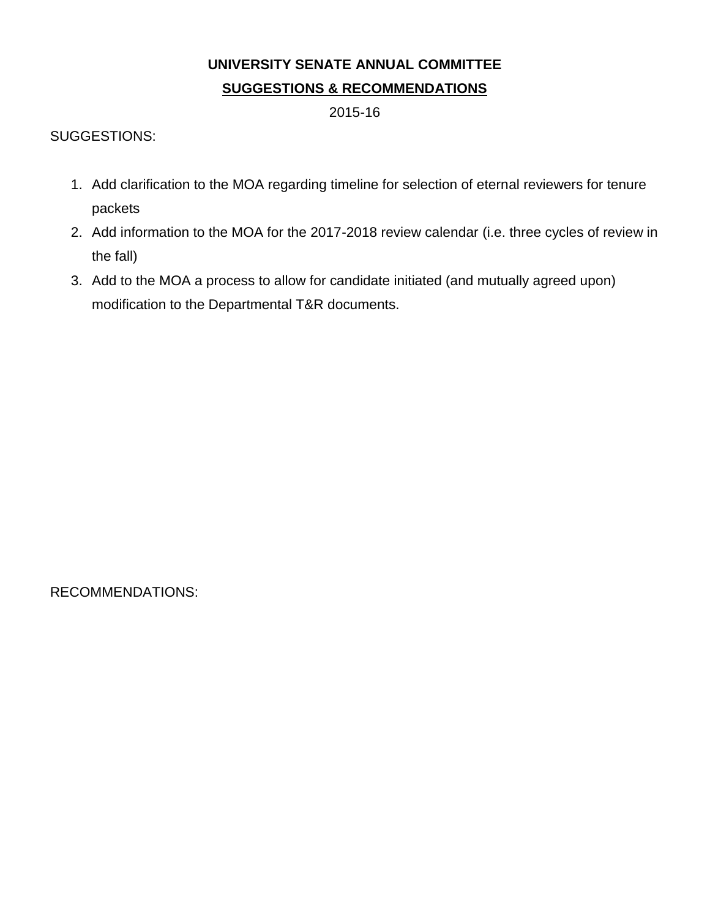**UNIVERSITY SENATE ANNUAL COMMITTEE**

**SUGGESTIONS & RECOMMENDATIONS**

2015-16

SUGGESTIONS:

1. Add clarification to the MOA regarding timeline for selection of eternal reviewers for tenure packets
2. Add information to the MOA for the 2017-2018 review calendar (i.e. three cycles of review in the fall)
3. Add to the MOA a process to allow for candidate initiated (and mutually agreed upon) modification to the Departmental T&R documents.

RECOMMENDATIONS: